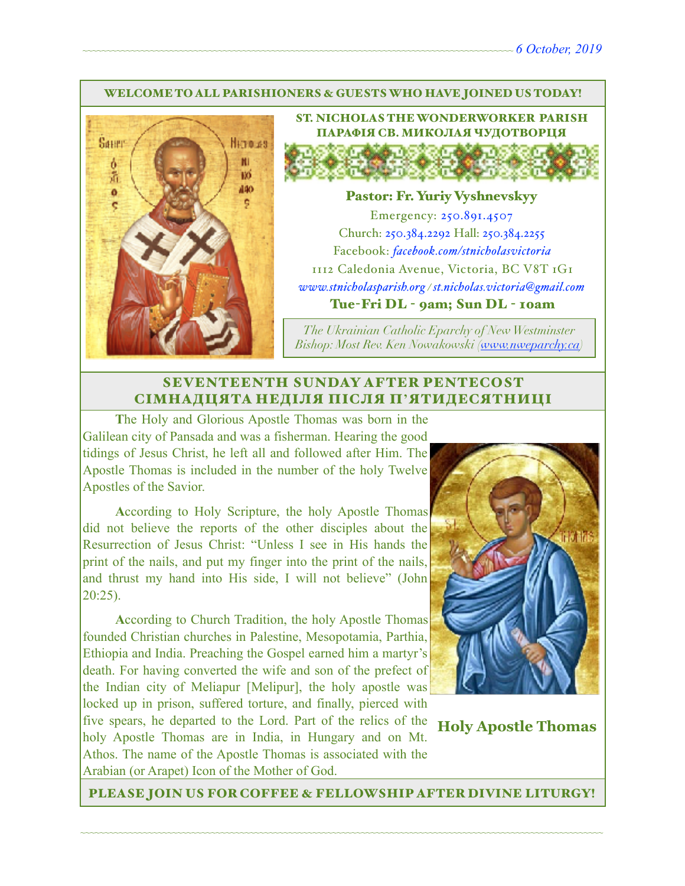*6 October, 2019*

WELCOME TO ALL PARISHIONERS & GUESTS WHO HAVE JOINED US TODAY!

## ST. NICHOLAS THE WONDERWORKER PARISH
## ПАРАФІЯ СВ. МИКОЛАЯ ЧУДОТВОРЦЯ

**Pastor: Fr. Yuriy Vyshnevskyy**

Emergency: 250.891.4507

Church: 250.384.2292 Hall: 250.384.2255

Facebook: *facebook.com/stnicholasvictoria*

1112 Caledonia Avenue, Victoria, BC V8T 1G1

*www.stnicholasparish.org / st.nicholas.victoria@gmail.com*

**Tue-Fri DL - 9am; Sun DL - 10am**

*The Ukrainian Catholic Eparchy of New Westminster*
*Bishop: Most Rev. Ken Nowakowski (www.nweparchy.ca)*

## SEVENTEENTH SUNDAY AFTER PENTECOST
## СІМНАДЦЯТА НЕДІЛЯ ПІСЛЯ П'ЯТИДЕСЯТНИЦІ

**T**he Holy and Glorious Apostle Thomas was born in the Galilean city of Pansada and was a fisherman. Hearing the good tidings of Jesus Christ, he left all and followed after Him. The Apostle Thomas is included in the number of the holy Twelve Apostles of the Savior.

**A**ccording to Holy Scripture, the holy Apostle Thomas did not believe the reports of the other disciples about the Resurrection of Jesus Christ: "Unless I see in His hands the print of the nails, and put my finger into the print of the nails, and thrust my hand into His side, I will not believe" (John 20:25).

**A**ccording to Church Tradition, the holy Apostle Thomas founded Christian churches in Palestine, Mesopotamia, Parthia, Ethiopia and India. Preaching the Gospel earned him a martyr's death. For having converted the wife and son of the prefect of the Indian city of Meliapur [Melipur], the holy apostle was locked up in prison, suffered torture, and finally, pierced with five spears, he departed to the Lord. Part of the relics of the holy Apostle Thomas are in India, in Hungary and on Mt. Athos. The name of the Apostle Thomas is associated with the Arabian (or Arapet) Icon of the Mother of God.

**Holy Apostle Thomas**

PLEASE JOIN US FOR COFFEE & FELLOWSHIP AFTER DIVINE LITURGY!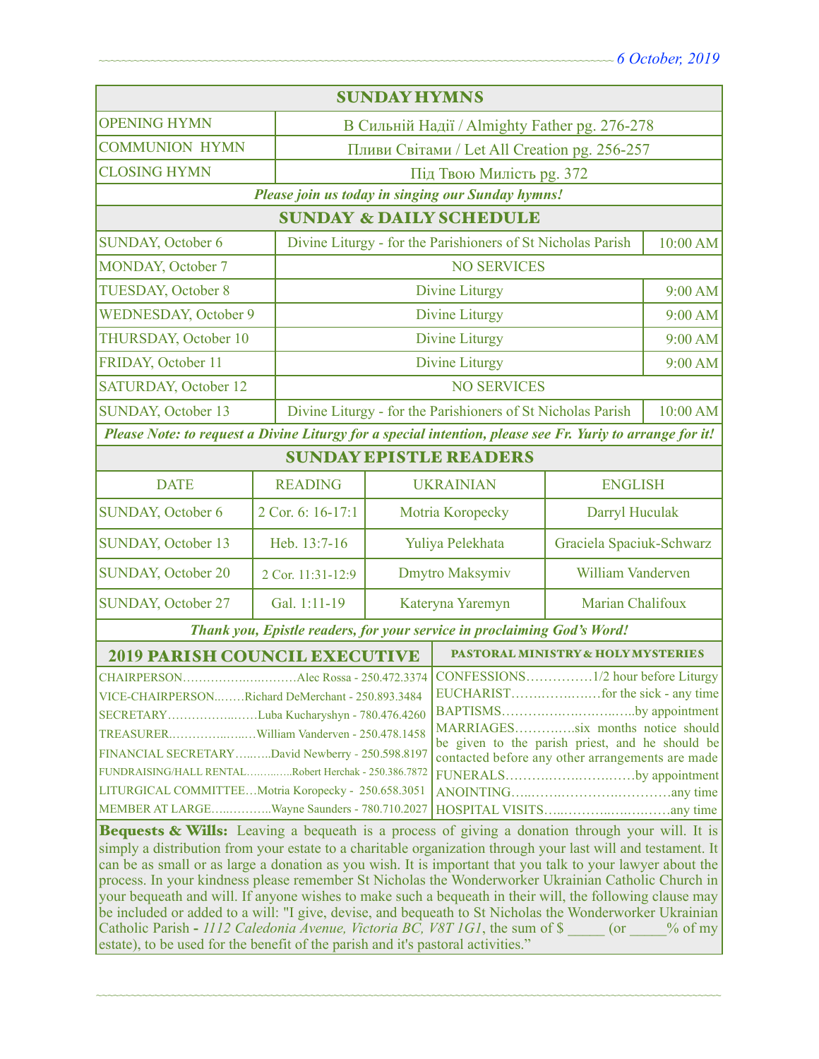## SUNDAY HYMNS

| | |
|---|---|
| OPENING HYMN | В Сильній Надії / Almighty Father pg. 276-278 |
| COMMUNION HYMN | Пливи Світами / Let All Creation pg. 256-257 |
| CLOSING HYMN | Під Твою Милість pg. 372 |

*Please join us today in singing our Sunday hymns!*

## SUNDAY & DAILY SCHEDULE

| | | |
|---|---|---|
| SUNDAY, October 6 | Divine Liturgy - for the Parishioners of St Nicholas Parish | 10:00 AM |
| MONDAY, October 7 | NO SERVICES | |
| TUESDAY, October 8 | Divine Liturgy | 9:00 AM |
| WEDNESDAY, October 9 | Divine Liturgy | 9:00 AM |
| THURSDAY, October 10 | Divine Liturgy | 9:00 AM |
| FRIDAY, October 11 | Divine Liturgy | 9:00 AM |
| SATURDAY, October 12 | NO SERVICES | |
| SUNDAY, October 13 | Divine Liturgy - for the Parishioners of St Nicholas Parish | 10:00 AM |

*Please Note: to request a Divine Liturgy for a special intention, please see Fr. Yuriy to arrange for it!*

## SUNDAY EPISTLE READERS

| DATE | READING | UKRAINIAN | ENGLISH |
|---|---|---|---|
| SUNDAY, October 6 | 2 Cor. 6: 16-17:1 | Motria Koropecky | Darryl Huculak |
| SUNDAY, October 13 | Heb. 13:7-16 | Yuliya Pelekhata | Graciela Spaciuk-Schwarz |
| SUNDAY, October 20 | 2 Cor. 11:31-12:9 | Dmytro Maksymiv | William Vanderven |
| SUNDAY, October 27 | Gal. 1:11-19 | Kateryna Yaremyn | Marian Chalifoux |

*Thank you, Epistle readers, for your service in proclaiming God's Word!*

## 2019 PARISH COUNCIL EXECUTIVE

- CHAIRPERSON……………………….Alec Rossa - 250.472.3374
- VICE-CHAIRPERSON…….Richard DeMerchant - 250.893.3484
- SECRETARY……………………Luba Kucharyshyn - 780.476.4260
- TREASURER………………William Vanderven - 250.478.1458
- FINANCIAL SECRETARY………David Newberry - 250.598.8197
- FUNDRAISING/HALL RENTAL…………Robert Herchak - 250.386.7872
- LITURGICAL COMMITTEE…Motria Koropecky - 250.658.3051
- MEMBER AT LARGE……………Wayne Saunders - 780.710.2027

## PASTORAL MINISTRY & HOLY MYSTERIES

- CONFESSIONS……………1/2 hour before Liturgy
- EUCHARIST………………for the sick - any time
- BAPTISMS…………………………by appointment
- MARRIAGES………….six months notice should be given to the parish priest, and he should be contacted before any other arrangements are made
- FUNERALS…………………………by appointment
- ANOINTING………………………………any time
- HOSPITAL VISITS……………………………any time

**Bequests & Wills:** Leaving a bequeath is a process of giving a donation through your will. It is simply a distribution from your estate to a charitable organization through your last will and testament. It can be as small or as large a donation as you wish. It is important that you talk to your lawyer about the process. In your kindness please remember St Nicholas the Wonderworker Ukrainian Catholic Church in your bequeath and will. If anyone wishes to make such a bequeath in their will, the following clause may be included or added to a will: "I give, devise, and bequeath to St Nicholas the Wonderworker Ukrainian Catholic Parish - *1112 Caledonia Avenue, Victoria BC, V8T 1G1*, the sum of $ _____ (or _____% of my estate), to be used for the benefit of the parish and it's pastoral activities."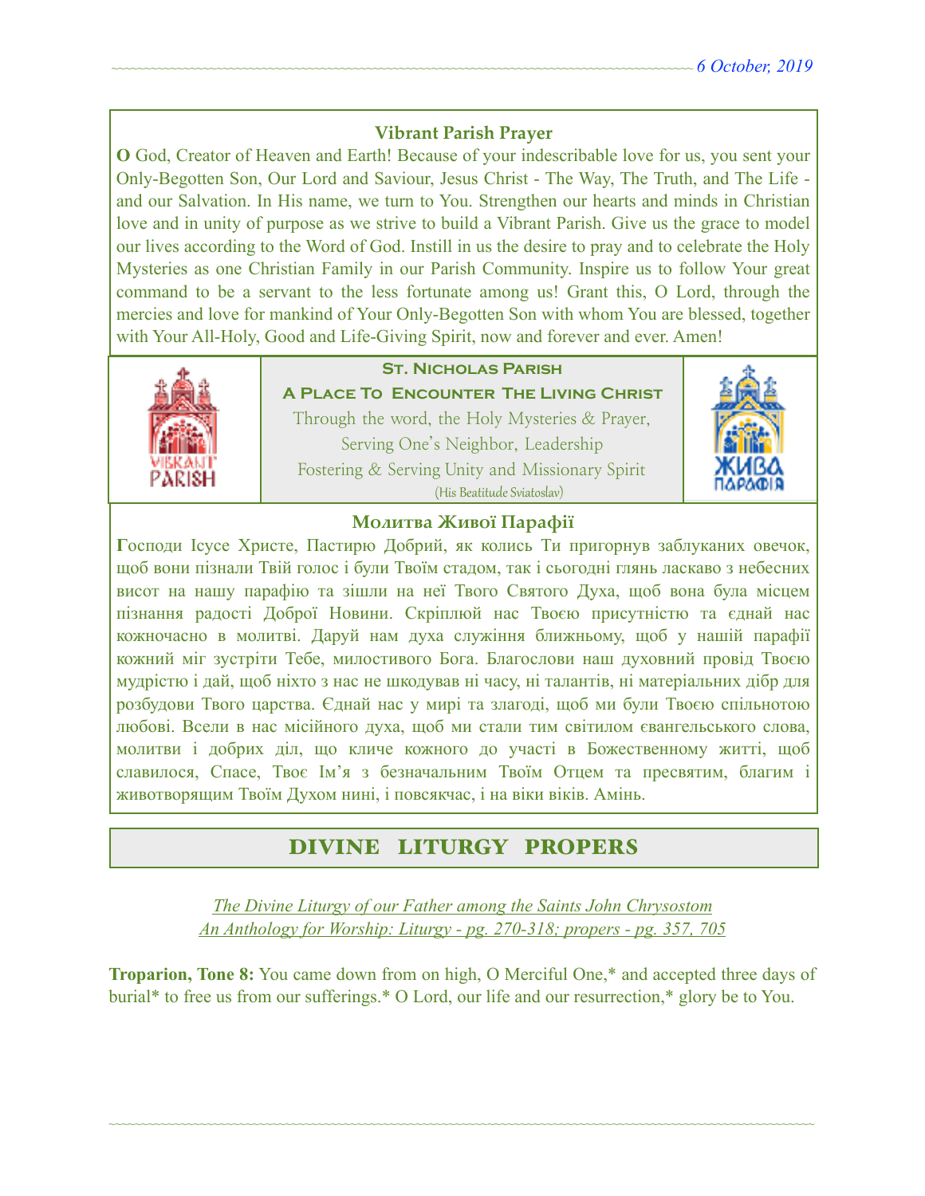### Vibrant Parish Prayer

**O** God, Creator of Heaven and Earth! Because of your indescribable love for us, you sent your Only-Begotten Son, Our Lord and Saviour, Jesus Christ - The Way, The Truth, and The Life - and our Salvation. In His name, we turn to You. Strengthen our hearts and minds in Christian love and in unity of purpose as we strive to build a Vibrant Parish. Give us the grace to model our lives according to the Word of God. Instill in us the desire to pray and to celebrate the Holy Mysteries as one Christian Family in our Parish Community. Inspire us to follow Your great command to be a servant to the less fortunate among us! Grant this, O Lord, through the mercies and love for mankind of Your Only-Begotten Son with whom You are blessed, together with Your All-Holy, Good and Life-Giving Spirit, now and forever and ever. Amen!

**St. Nicholas Parish**

**A Place To Encounter The Living Christ**

Through the word, the Holy Mysteries & Prayer,
Serving One's Neighbor, Leadership
Fostering & Serving Unity and Missionary Spirit
(His Beatitude Sviatoslav)

### Молитва Живої Парафії

**Г**осподи Ісусе Христе, Пастирю Добрий, як колись Ти пригорнув заблуканих овечок, щоб вони пізнали Твій голос і були Твоїм стадом, так і сьогодні глянь ласкаво з небесних висот на нашу парафію та зішли на неї Твого Святого Духа, щоб вона була місцем пізнання радості Доброї Новини. Скріплюй нас Твоєю присутністю та єднай нас кожночасно в молитві. Даруй нам духа служіння ближньому, щоб у нашій парафії кожний міг зустріти Тебе, милостивого Бога. Благослови наш духовний провід Твоєю мудрістю і дай, щоб ніхто з нас не шкодував ні часу, ні талантів, ні матеріальних дібр для розбудови Твого царства. Єднай нас у мирі та злагоді, щоб ми були Твоєю спільнотою любові. Всели в нас місійного духа, щоб ми стали тим світилом євангельського слова, молитви і добрих діл, що кличе кожного до участі в Божественному житті, щоб славилося, Спасе, Твоє Ім'я з безначальним Твоїм Отцем та пресвятим, благим і животворящим Твоїм Духом нині, і повсякчас, і на віки віків. Амінь.

## DIVINE LITURGY PROPERS

*The Divine Liturgy of our Father among the Saints John Chrysostom*
*An Anthology for Worship: Liturgy - pg. 270-318; propers - pg. 357, 705*

**Troparion, Tone 8:** You came down from on high, O Merciful One,* and accepted three days of burial* to free us from our sufferings.* O Lord, our life and our resurrection,* glory be to You.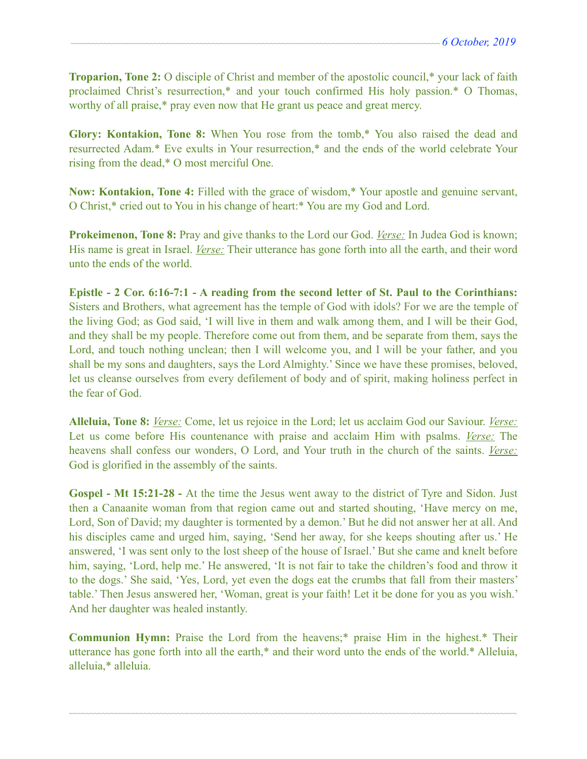**Troparion, Tone 2:** O disciple of Christ and member of the apostolic council,* your lack of faith proclaimed Christ's resurrection,* and your touch confirmed His holy passion.* O Thomas, worthy of all praise,* pray even now that He grant us peace and great mercy.

**Glory: Kontakion, Tone 8:** When You rose from the tomb,* You also raised the dead and resurrected Adam.* Eve exults in Your resurrection,* and the ends of the world celebrate Your rising from the dead,* O most merciful One.

**Now: Kontakion, Tone 4:** Filled with the grace of wisdom,* Your apostle and genuine servant, O Christ,* cried out to You in his change of heart:* You are my God and Lord.

**Prokeimenon, Tone 8:** Pray and give thanks to the Lord our God. *Verse:* In Judea God is known; His name is great in Israel. *Verse:* Their utterance has gone forth into all the earth, and their word unto the ends of the world.

**Epistle - 2 Cor. 6:16-7:1 - A reading from the second letter of St. Paul to the Corinthians:** Sisters and Brothers, what agreement has the temple of God with idols? For we are the temple of the living God; as God said, 'I will live in them and walk among them, and I will be their God, and they shall be my people. Therefore come out from them, and be separate from them, says the Lord, and touch nothing unclean; then I will welcome you, and I will be your father, and you shall be my sons and daughters, says the Lord Almighty.' Since we have these promises, beloved, let us cleanse ourselves from every defilement of body and of spirit, making holiness perfect in the fear of God.

**Alleluia, Tone 8:** *Verse:* Come, let us rejoice in the Lord; let us acclaim God our Saviour. *Verse:* Let us come before His countenance with praise and acclaim Him with psalms. *Verse:* The heavens shall confess our wonders, O Lord, and Your truth in the church of the saints. *Verse:* God is glorified in the assembly of the saints.

**Gospel - Mt 15:21-28 -** At the time the Jesus went away to the district of Tyre and Sidon. Just then a Canaanite woman from that region came out and started shouting, 'Have mercy on me, Lord, Son of David; my daughter is tormented by a demon.' But he did not answer her at all. And his disciples came and urged him, saying, 'Send her away, for she keeps shouting after us.' He answered, 'I was sent only to the lost sheep of the house of Israel.' But she came and knelt before him, saying, 'Lord, help me.' He answered, 'It is not fair to take the children's food and throw it to the dogs.' She said, 'Yes, Lord, yet even the dogs eat the crumbs that fall from their masters' table.' Then Jesus answered her, 'Woman, great is your faith! Let it be done for you as you wish.' And her daughter was healed instantly.

**Communion Hymn:** Praise the Lord from the heavens;* praise Him in the highest.* Their utterance has gone forth into all the earth,* and their word unto the ends of the world.* Alleluia, alleluia,* alleluia.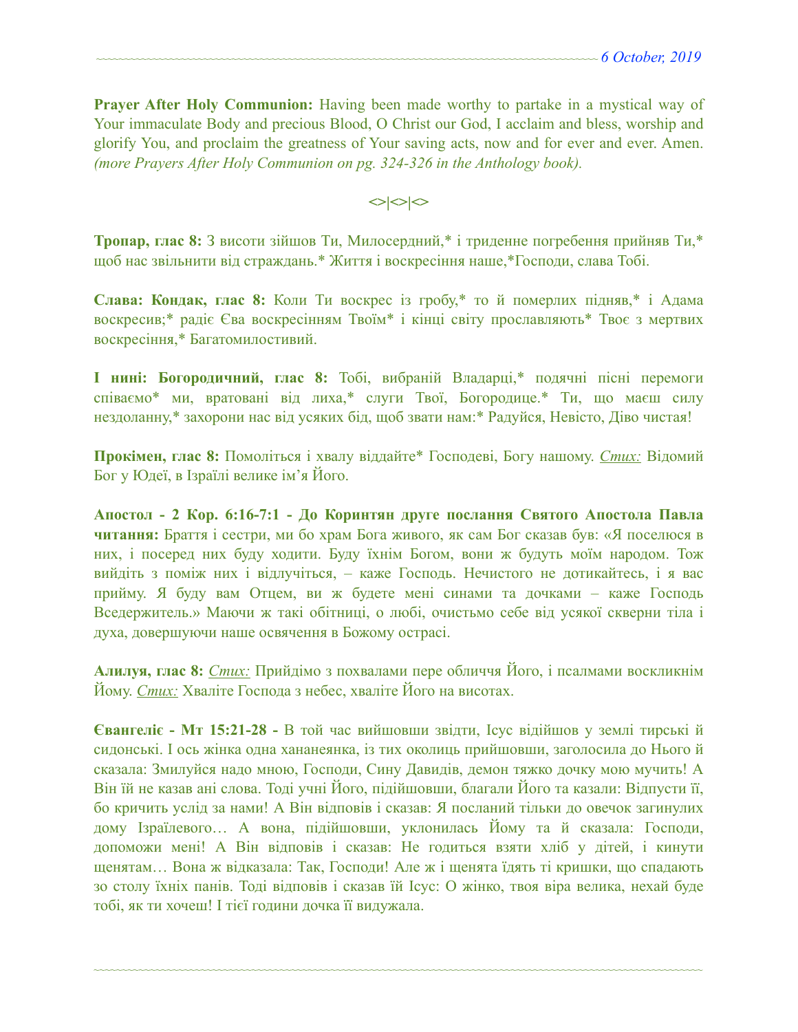**Prayer After Holy Communion:** Having been made worthy to partake in a mystical way of Your immaculate Body and precious Blood, O Christ our God, I acclaim and bless, worship and glorify You, and proclaim the greatness of Your saving acts, now and for ever and ever. Amen. *(more Prayers After Holy Communion on pg. 324-326 in the Anthology book).*

<>|<>|<>

**Тропар, глас 8:** З висоти зійшов Ти, Милосердний,* і триденне погребення прийняв Ти,* щоб нас звільнити від страждань.* Життя і воскресіння наше,*Господи, слава Тобі.

**Слава: Кондак, глас 8:** Коли Ти воскрес із гробу,* то й померлих підняв,* і Адама воскресив;* радіє Єва воскресінням Твоїм* і кінці світу прославляють* Твоє з мертвих воскресіння,* Багатомилостивий.

**І нині: Богородичний, глас 8:** Тобі, вибраній Владарці,* подячні пісні перемоги співаємо* ми, вратовані від лиха,* слуги Твої, Богородице.* Ти, що маєш силу нездоланну,* захорони нас від усяких бід, щоб звати нам:* Радуйся, Невісто, Діво чистая!

**Прокімен, глас 8:** Помоліться і хвалу віддайте* Господеві, Богу нашому. *Стих:* Відомий Бог у Юдеї, в Ізраїлі велике ім'я Його.

**Апостол - 2 Кор. 6:16-7:1 - До Коринтян друге послання Святого Апостола Павла читання:** Браття і сестри, ми бо храм Бога живого, як сам Бог сказав був: «Я поселюся в них, і посеред них буду ходити. Буду їхнім Богом, вони ж будуть моїм народом. Тож вийдіть з поміж них і відлучіться, – каже Господь. Нечистого не дотикайтесь, і я вас прийму. Я буду вам Отцем, ви ж будете мені синами та дочками – каже Господь Вседержитель.» Маючи ж такі обітниці, о любі, очистьмо себе від усякої скверни тіла і духа, довершуючи наше освячення в Божому острасі.

**Алилуя, глас 8:** *Стих:* Прийдімо з похвалами пере обличчя Його, і псалмами воскликнім Йому. *Стих:* Хваліте Господа з небес, хваліте Його на висотах.

**Євангеліє - Мт 15:21-28 -** В той час вийшовши звідти, Ісус відійшов у землі тирські й сидонські. І ось жінка одна хананеянка, із тих околиць прийшовши, заголосила до Нього й сказала: Змилуйся надо мною, Господи, Сину Давидів, демон тяжко дочку мою мучить! А Він їй не казав ані слова. Тоді учні Його, підійшовши, благали Його та казали: Відпусти її, бо кричить услід за нами! А Він відповів і сказав: Я посланий тільки до овечок загинулих дому Ізраїлевого… А вона, підійшовши, уклонилась Йому та й сказала: Господи, допоможи мені! А Він відповів і сказав: Не годиться взяти хліб у дітей, і кинути щенятам… Вона ж відказала: Так, Господи! Але ж і щенята їдять ті кришки, що спадають зо столу їхніх панів. Тоді відповів і сказав їй Ісус: О жінко, твоя віра велика, нехай буде тобі, як ти хочеш! І тієї години дочка її видужала.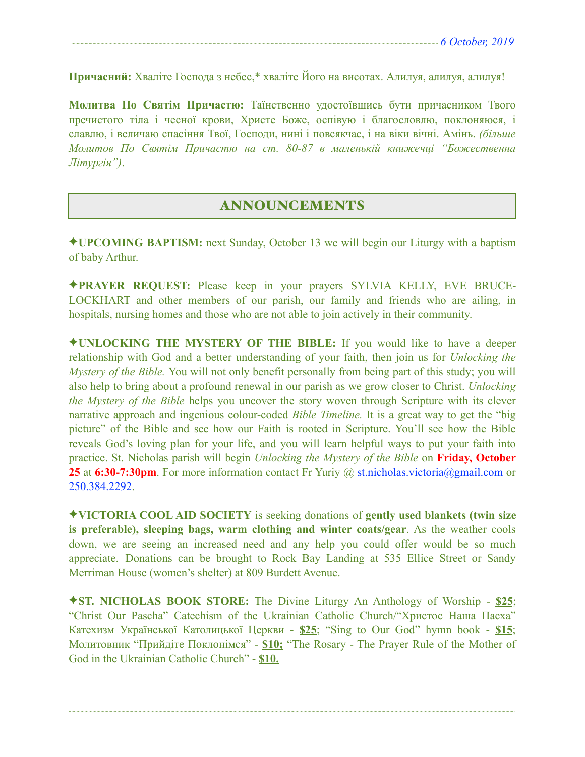**Причасний:** Хваліте Господа з небес,* хваліте Його на висотах. Алилуя, алилуя, алилуя!

**Молитва По Святім Причастю:** Таїнственно удостоївшись бути причасником Твого пречистого тіла і чесної крови, Христе Боже, оспівую і благословлю, поклоняюся, і славлю, і величаю спасіння Твої, Господи, нині і повсякчас, і на віки вічні. Амінь. *(більше Молитов По Святім Причастю на ст. 80-87 в маленькій книжечці "Божественна Літургія")*.

## ANNOUNCEMENTS

✦**UPCOMING BAPTISM:** next Sunday, October 13 we will begin our Liturgy with a baptism of baby Arthur.

✦**PRAYER REQUEST:** Please keep in your prayers SYLVIA KELLY, EVE BRUCE-LOCKHART and other members of our parish, our family and friends who are ailing, in hospitals, nursing homes and those who are not able to join actively in their community.

✦**UNLOCKING THE MYSTERY OF THE BIBLE:** If you would like to have a deeper relationship with God and a better understanding of your faith, then join us for *Unlocking the Mystery of the Bible.* You will not only benefit personally from being part of this study; you will also help to bring about a profound renewal in our parish as we grow closer to Christ. *Unlocking the Mystery of the Bible* helps you uncover the story woven through Scripture with its clever narrative approach and ingenious colour-coded *Bible Timeline.* It is a great way to get the "big picture" of the Bible and see how our Faith is rooted in Scripture. You'll see how the Bible reveals God's loving plan for your life, and you will learn helpful ways to put your faith into practice. St. Nicholas parish will begin *Unlocking the Mystery of the Bible* on **Friday, October 25** at **6:30-7:30pm**. For more information contact Fr Yuriy @ st.nicholas.victoria@gmail.com or 250.384.2292.

✦**VICTORIA COOL AID SOCIETY** is seeking donations of **gently used blankets (twin size is preferable), sleeping bags, warm clothing and winter coats/gear**. As the weather cools down, we are seeing an increased need and any help you could offer would be so much appreciate. Donations can be brought to Rock Bay Landing at 535 Ellice Street or Sandy Merriman House (women's shelter) at 809 Burdett Avenue.

✦**ST. NICHOLAS BOOK STORE:** The Divine Liturgy An Anthology of Worship - **$25**; "Christ Our Pascha" Catechism of the Ukrainian Catholic Church/"Христос Наша Пасха" Катехизм Української Католицької Церкви - **$25**; "Sing to Our God" hymn book - **$15**; Молитовник "Прийдіте Поклонімся" - **$10;** "The Rosary - The Prayer Rule of the Mother of God in the Ukrainian Catholic Church" - **$10.**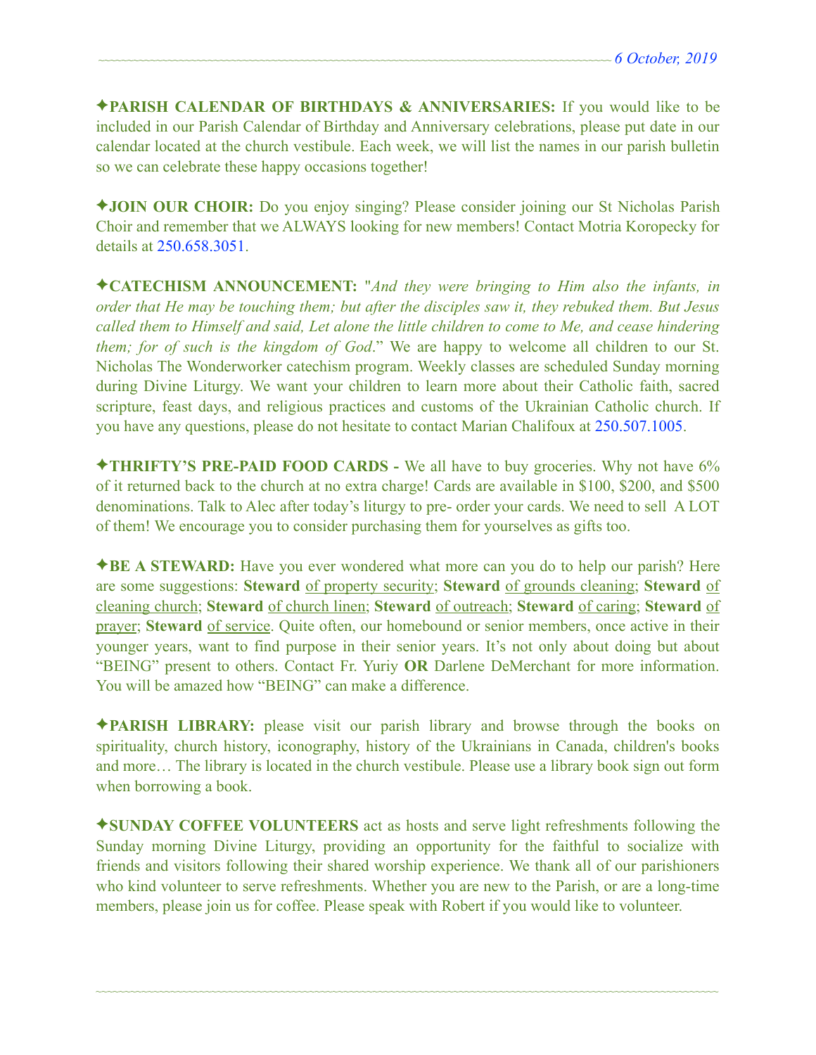✦**PARISH CALENDAR OF BIRTHDAYS & ANNIVERSARIES:** If you would like to be included in our Parish Calendar of Birthday and Anniversary celebrations, please put date in our calendar located at the church vestibule. Each week, we will list the names in our parish bulletin so we can celebrate these happy occasions together!

✦**JOIN OUR CHOIR:** Do you enjoy singing? Please consider joining our St Nicholas Parish Choir and remember that we ALWAYS looking for new members! Contact Motria Koropecky for details at 250.658.3051.

✦**CATECHISM ANNOUNCEMENT:** "*And they were bringing to Him also the infants, in order that He may be touching them; but after the disciples saw it, they rebuked them. But Jesus called them to Himself and said, Let alone the little children to come to Me, and cease hindering them; for of such is the kingdom of God*." We are happy to welcome all children to our St. Nicholas The Wonderworker catechism program. Weekly classes are scheduled Sunday morning during Divine Liturgy. We want your children to learn more about their Catholic faith, sacred scripture, feast days, and religious practices and customs of the Ukrainian Catholic church. If you have any questions, please do not hesitate to contact Marian Chalifoux at 250.507.1005.

✦**THRIFTY'S PRE-PAID FOOD CARDS -** We all have to buy groceries. Why not have 6% of it returned back to the church at no extra charge! Cards are available in $100, $200, and $500 denominations. Talk to Alec after today's liturgy to pre- order your cards. We need to sell A LOT of them! We encourage you to consider purchasing them for yourselves as gifts too.

✦**BE A STEWARD:** Have you ever wondered what more can you do to help our parish? Here are some suggestions: **Steward** of property security; **Steward** of grounds cleaning; **Steward** of cleaning church; **Steward** of church linen; **Steward** of outreach; **Steward** of caring; **Steward** of prayer; **Steward** of service. Quite often, our homebound or senior members, once active in their younger years, want to find purpose in their senior years. It's not only about doing but about "BEING" present to others. Contact Fr. Yuriy **OR** Darlene DeMerchant for more information. You will be amazed how "BEING" can make a difference.

✦**PARISH LIBRARY:** please visit our parish library and browse through the books on spirituality, church history, iconography, history of the Ukrainians in Canada, children's books and more… The library is located in the church vestibule. Please use a library book sign out form when borrowing a book.

✦**SUNDAY COFFEE VOLUNTEERS** act as hosts and serve light refreshments following the Sunday morning Divine Liturgy, providing an opportunity for the faithful to socialize with friends and visitors following their shared worship experience. We thank all of our parishioners who kind volunteer to serve refreshments. Whether you are new to the Parish, or are a long-time members, please join us for coffee. Please speak with Robert if you would like to volunteer.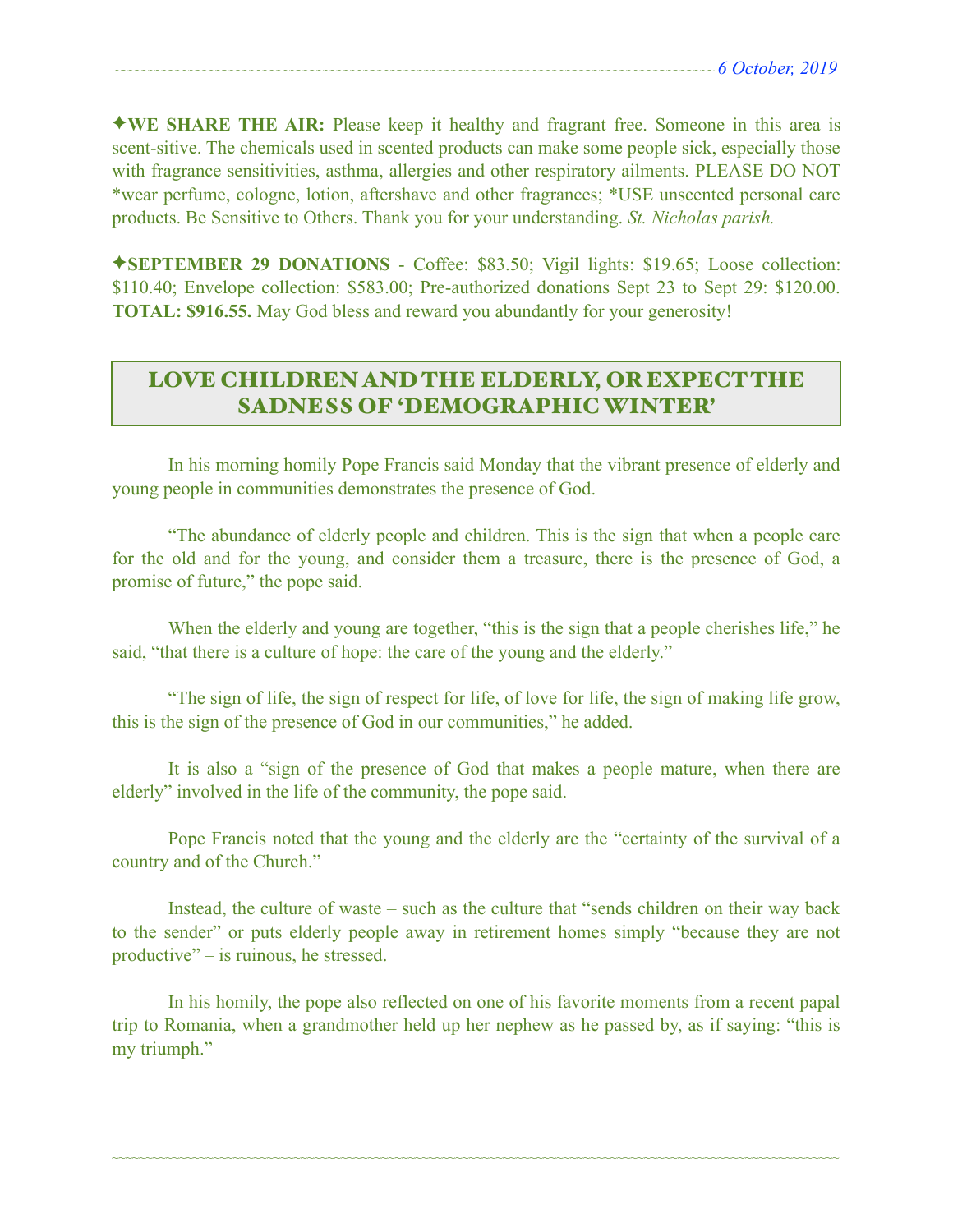✦**WE SHARE THE AIR:** Please keep it healthy and fragrant free. Someone in this area is scent-sitive. The chemicals used in scented products can make some people sick, especially those with fragrance sensitivities, asthma, allergies and other respiratory ailments. PLEASE DO NOT *wear perfume, cologne, lotion, aftershave and other fragrances; *USE unscented personal care products. Be Sensitive to Others. Thank you for your understanding. *St. Nicholas parish.*

✦**SEPTEMBER 29 DONATIONS** - Coffee: $83.50; Vigil lights: $19.65; Loose collection: $110.40; Envelope collection: $583.00; Pre-authorized donations Sept 23 to Sept 29: $120.00. **TOTAL: $916.55.** May God bless and reward you abundantly for your generosity!

## LOVE CHILDREN AND THE ELDERLY, OR EXPECT THE SADNESS OF 'DEMOGRAPHIC WINTER'

In his morning homily Pope Francis said Monday that the vibrant presence of elderly and young people in communities demonstrates the presence of God.

"The abundance of elderly people and children. This is the sign that when a people care for the old and for the young, and consider them a treasure, there is the presence of God, a promise of future," the pope said.

When the elderly and young are together, "this is the sign that a people cherishes life," he said, "that there is a culture of hope: the care of the young and the elderly."

"The sign of life, the sign of respect for life, of love for life, the sign of making life grow, this is the sign of the presence of God in our communities," he added.

It is also a "sign of the presence of God that makes a people mature, when there are elderly" involved in the life of the community, the pope said.

Pope Francis noted that the young and the elderly are the "certainty of the survival of a country and of the Church."

Instead, the culture of waste – such as the culture that "sends children on their way back to the sender" or puts elderly people away in retirement homes simply "because they are not productive" – is ruinous, he stressed.

In his homily, the pope also reflected on one of his favorite moments from a recent papal trip to Romania, when a grandmother held up her nephew as he passed by, as if saying: "this is my triumph."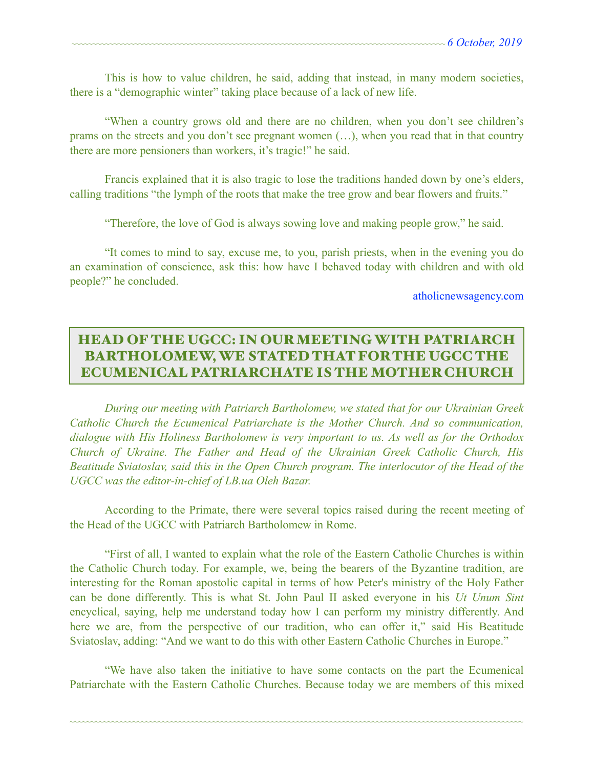This is how to value children, he said, adding that instead, in many modern societies, there is a "demographic winter" taking place because of a lack of new life.

"When a country grows old and there are no children, when you don't see children's prams on the streets and you don't see pregnant women (…), when you read that in that country there are more pensioners than workers, it's tragic!" he said.

Francis explained that it is also tragic to lose the traditions handed down by one's elders, calling traditions "the lymph of the roots that make the tree grow and bear flowers and fruits."

"Therefore, the love of God is always sowing love and making people grow," he said.

"It comes to mind to say, excuse me, to you, parish priests, when in the evening you do an examination of conscience, ask this: how have I behaved today with children and with old people?" he concluded.

atholicnewsagency.com

## HEAD OF THE UGCC: IN OUR MEETING WITH PATRIARCH BARTHOLOMEW, WE STATED THAT FOR THE UGCC THE ECUMENICAL PATRIARCHATE IS THE MOTHER CHURCH

*During our meeting with Patriarch Bartholomew, we stated that for our Ukrainian Greek Catholic Church the Ecumenical Patriarchate is the Mother Church. And so communication, dialogue with His Holiness Bartholomew is very important to us. As well as for the Orthodox Church of Ukraine. The Father and Head of the Ukrainian Greek Catholic Church, His Beatitude Sviatoslav, said this in the Open Church program. The interlocutor of the Head of the UGCC was the editor-in-chief of LB.ua Oleh Bazar.*

According to the Primate, there were several topics raised during the recent meeting of the Head of the UGCC with Patriarch Bartholomew in Rome.

"First of all, I wanted to explain what the role of the Eastern Catholic Churches is within the Catholic Church today. For example, we, being the bearers of the Byzantine tradition, are interesting for the Roman apostolic capital in terms of how Peter's ministry of the Holy Father can be done differently. This is what St. John Paul II asked everyone in his *Ut Unum Sint* encyclical, saying, help me understand today how I can perform my ministry differently. And here we are, from the perspective of our tradition, who can offer it," said His Beatitude Sviatoslav, adding: "And we want to do this with other Eastern Catholic Churches in Europe."

"We have also taken the initiative to have some contacts on the part the Ecumenical Patriarchate with the Eastern Catholic Churches. Because today we are members of this mixed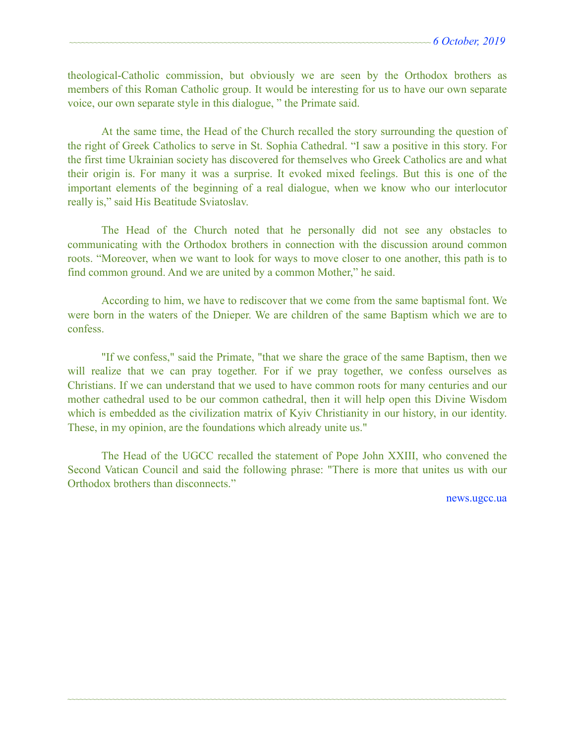theological-Catholic commission, but obviously we are seen by the Orthodox brothers as members of this Roman Catholic group. It would be interesting for us to have our own separate voice, our own separate style in this dialogue, " the Primate said.

At the same time, the Head of the Church recalled the story surrounding the question of the right of Greek Catholics to serve in St. Sophia Cathedral. “I saw a positive in this story. For the first time Ukrainian society has discovered for themselves who Greek Catholics are and what their origin is. For many it was a surprise. It evoked mixed feelings. But this is one of the important elements of the beginning of a real dialogue, when we know who our interlocutor really is,” said His Beatitude Sviatoslav.

The Head of the Church noted that he personally did not see any obstacles to communicating with the Orthodox brothers in connection with the discussion around common roots. “Moreover, when we want to look for ways to move closer to one another, this path is to find common ground. And we are united by a common Mother,” he said.

According to him, we have to rediscover that we come from the same baptismal font. We were born in the waters of the Dnieper. We are children of the same Baptism which we are to confess.

"If we confess," said the Primate, "that we share the grace of the same Baptism, then we will realize that we can pray together. For if we pray together, we confess ourselves as Christians. If we can understand that we used to have common roots for many centuries and our mother cathedral used to be our common cathedral, then it will help open this Divine Wisdom which is embedded as the civilization matrix of Kyiv Christianity in our history, in our identity. These, in my opinion, are the foundations which already unite us."

The Head of the UGCC recalled the statement of Pope John XXIII, who convened the Second Vatican Council and said the following phrase: "There is more that unites us with our Orthodox brothers than disconnects.”

news.ugcc.ua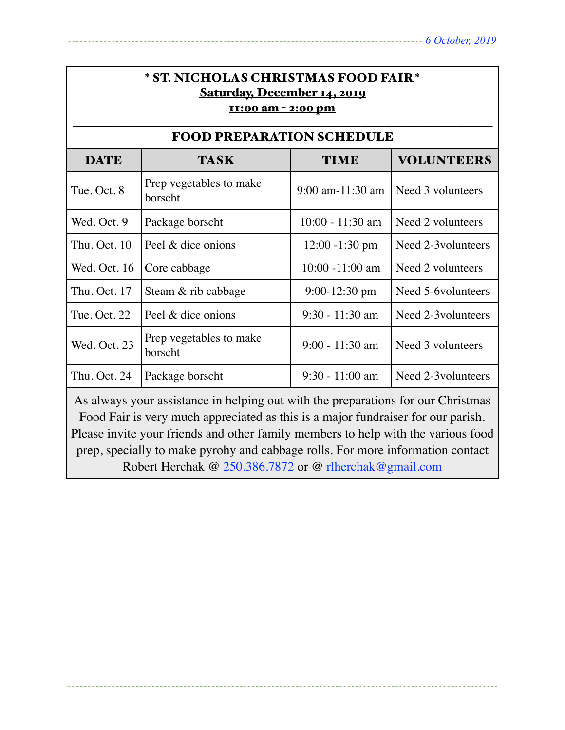## * ST. NICHOLAS CHRISTMAS FOOD FAIR *

**Saturday, December 14, 2019**

**11:00 am - 2:00 pm**

### FOOD PREPARATION SCHEDULE

| DATE | TASK | TIME | VOLUNTEERS |
|---|---|---|---|
| Tue. Oct. 8 | Prep vegetables to make borscht | 9:00 am-11:30 am | Need 3 volunteers |
| Wed. Oct. 9 | Package borscht | 10:00 - 11:30 am | Need 2 volunteers |
| Thu. Oct. 10 | Peel & dice onions | 12:00 -1:30 pm | Need 2-3volunteers |
| Wed. Oct. 16 | Core cabbage | 10:00 -11:00 am | Need 2 volunteers |
| Thu. Oct. 17 | Steam & rib cabbage | 9:00-12:30 pm | Need 5-6volunteers |
| Tue. Oct. 22 | Peel & dice onions | 9:30 - 11:30 am | Need 2-3volunteers |
| Wed. Oct. 23 | Prep vegetables to make borscht | 9:00 - 11:30 am | Need 3 volunteers |
| Thu. Oct. 24 | Package borscht | 9:30 - 11:00 am | Need 2-3volunteers |

As always your assistance in helping out with the preparations for our Christmas Food Fair is very much appreciated as this is a major fundraiser for our parish. Please invite your friends and other family members to help with the various food prep, specially to make pyrohy and cabbage rolls. For more information contact Robert Herchak @ 250.386.7872 or @ rlherchak@gmail.com